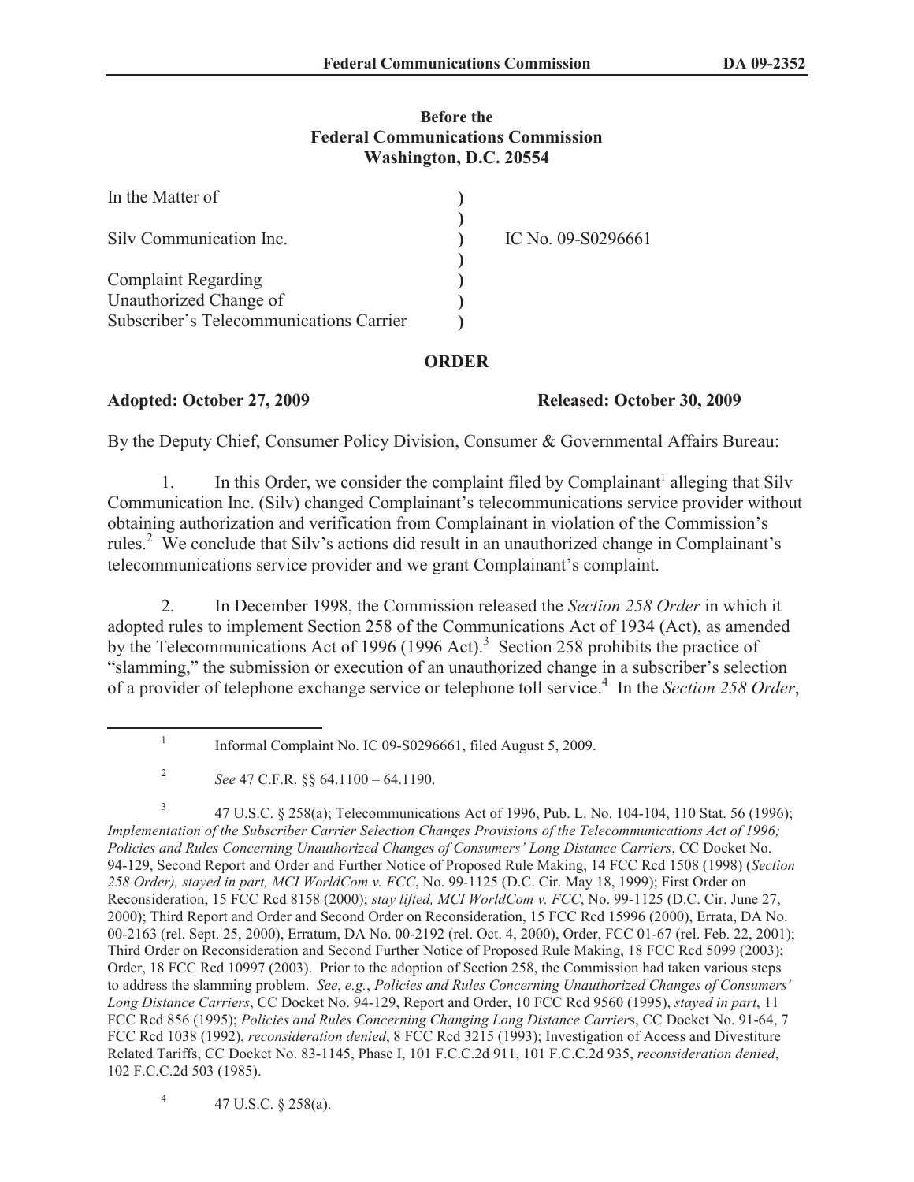Before the
Federal Communications Commission
Washington, D.C. 20554

| | | |
|---|---|---|
| In the Matter of | ) | |
| | ) | |
| Silv Communication Inc. | ) | IC No. 09-S0296661 |
| | ) | |
| Complaint Regarding | ) | |
| Unauthorized Change of | ) | |
| Subscriber's Telecommunications Carrier | ) | |

**ORDER**

**Adopted: October 27, 2009** **Released: October 30, 2009**

By the Deputy Chief, Consumer Policy Division, Consumer & Governmental Affairs Bureau:

1. In this Order, we consider the complaint filed by Complainant[1] alleging that Silv Communication Inc. (Silv) changed Complainant's telecommunications service provider without obtaining authorization and verification from Complainant in violation of the Commission's rules.[2] We conclude that Silv's actions did result in an unauthorized change in Complainant's telecommunications service provider and we grant Complainant's complaint.

2. In December 1998, the Commission released the *Section 258 Order* in which it adopted rules to implement Section 258 of the Communications Act of 1934 (Act), as amended by the Telecommunications Act of 1996 (1996 Act).[3] Section 258 prohibits the practice of "slamming," the submission or execution of an unauthorized change in a subscriber's selection of a provider of telephone exchange service or telephone toll service.[4] In the *Section 258 Order*,

---

[1] Informal Complaint No. IC 09-S0296661, filed August 5, 2009.

[2] *See* 47 C.F.R. §§ 64.1100 – 64.1190.

[3] 47 U.S.C. § 258(a); Telecommunications Act of 1996, Pub. L. No. 104-104, 110 Stat. 56 (1996); *Implementation of the Subscriber Carrier Selection Changes Provisions of the Telecommunications Act of 1996; Policies and Rules Concerning Unauthorized Changes of Consumers' Long Distance Carriers*, CC Docket No. 94-129, Second Report and Order and Further Notice of Proposed Rule Making, 14 FCC Rcd 1508 (1998) (*Section 258 Order), stayed in part, MCI WorldCom v. FCC*, No. 99-1125 (D.C. Cir. May 18, 1999); First Order on Reconsideration, 15 FCC Rcd 8158 (2000); *stay lifted, MCI WorldCom v. FCC*, No. 99-1125 (D.C. Cir. June 27, 2000); Third Report and Order and Second Order on Reconsideration, 15 FCC Rcd 15996 (2000), Errata, DA No. 00-2163 (rel. Sept. 25, 2000), Erratum, DA No. 00-2192 (rel. Oct. 4, 2000), Order, FCC 01-67 (rel. Feb. 22, 2001); Third Order on Reconsideration and Second Further Notice of Proposed Rule Making, 18 FCC Rcd 5099 (2003); Order, 18 FCC Rcd 10997 (2003). Prior to the adoption of Section 258, the Commission had taken various steps to address the slamming problem. *See*, *e.g.*, *Policies and Rules Concerning Unauthorized Changes of Consumers' Long Distance Carriers*, CC Docket No. 94-129, Report and Order, 10 FCC Rcd 9560 (1995), *stayed in part*, 11 FCC Rcd 856 (1995); *Policies and Rules Concerning Changing Long Distance Carrier*s, CC Docket No. 91-64, 7 FCC Rcd 1038 (1992), *reconsideration denied*, 8 FCC Rcd 3215 (1993); Investigation of Access and Divestiture Related Tariffs, CC Docket No. 83-1145, Phase I, 101 F.C.C.2d 911, 101 F.C.C.2d 935, *reconsideration denied*, 102 F.C.C.2d 503 (1985).

[4] 47 U.S.C. § 258(a).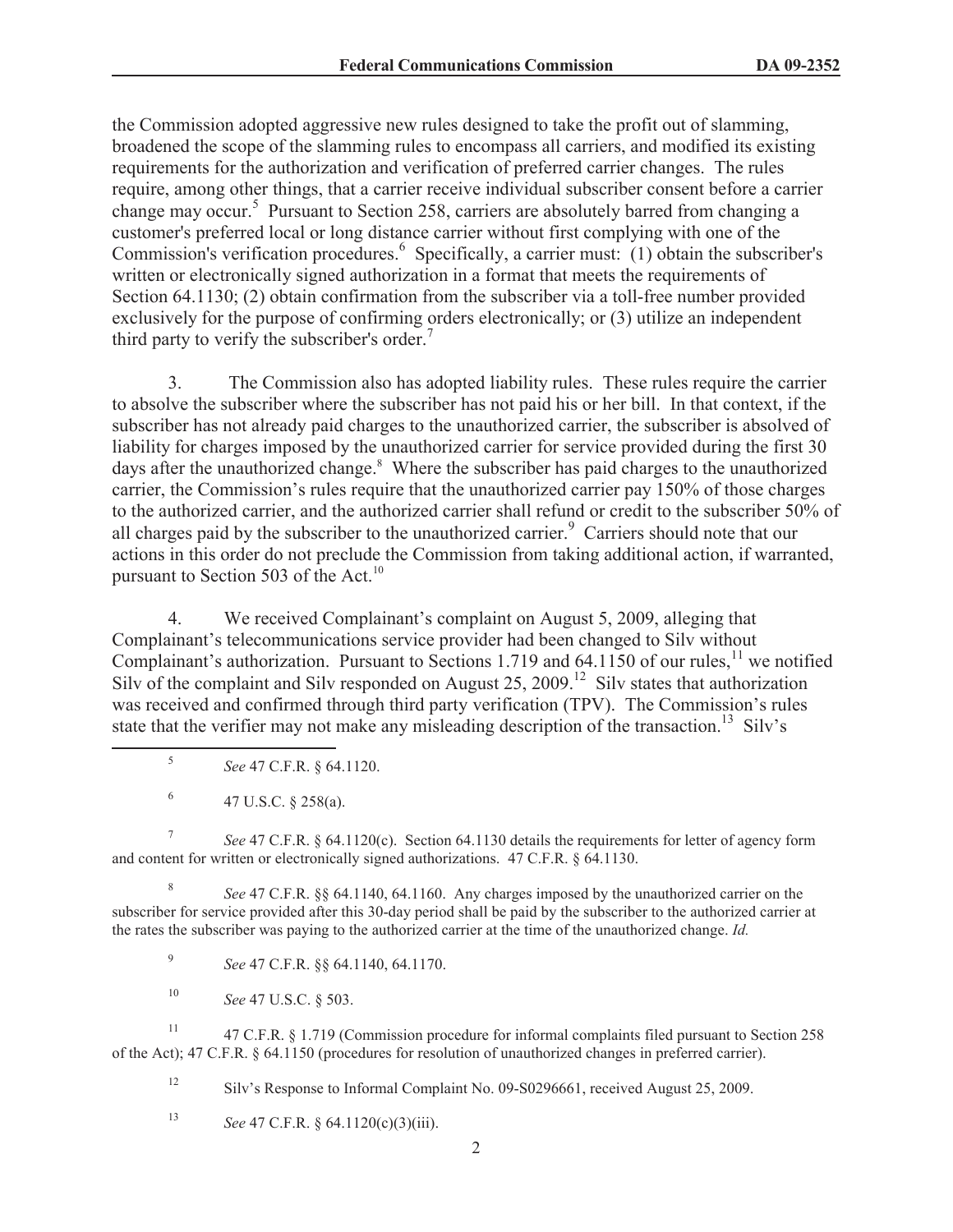the Commission adopted aggressive new rules designed to take the profit out of slamming, broadened the scope of the slamming rules to encompass all carriers, and modified its existing requirements for the authorization and verification of preferred carrier changes. The rules require, among other things, that a carrier receive individual subscriber consent before a carrier change may occur.[5] Pursuant to Section 258, carriers are absolutely barred from changing a customer's preferred local or long distance carrier without first complying with one of the Commission's verification procedures.[6] Specifically, a carrier must: (1) obtain the subscriber's written or electronically signed authorization in a format that meets the requirements of Section 64.1130; (2) obtain confirmation from the subscriber via a toll-free number provided exclusively for the purpose of confirming orders electronically; or (3) utilize an independent third party to verify the subscriber's order.[7]

3. The Commission also has adopted liability rules. These rules require the carrier to absolve the subscriber where the subscriber has not paid his or her bill. In that context, if the subscriber has not already paid charges to the unauthorized carrier, the subscriber is absolved of liability for charges imposed by the unauthorized carrier for service provided during the first 30 days after the unauthorized change.[8] Where the subscriber has paid charges to the unauthorized carrier, the Commission's rules require that the unauthorized carrier pay 150% of those charges to the authorized carrier, and the authorized carrier shall refund or credit to the subscriber 50% of all charges paid by the subscriber to the unauthorized carrier.[9] Carriers should note that our actions in this order do not preclude the Commission from taking additional action, if warranted, pursuant to Section 503 of the Act.[10]

4. We received Complainant's complaint on August 5, 2009, alleging that Complainant's telecommunications service provider had been changed to Silv without Complainant's authorization. Pursuant to Sections 1.719 and 64.1150 of our rules,[11] we notified Silv of the complaint and Silv responded on August 25, 2009.[12] Silv states that authorization was received and confirmed through third party verification (TPV). The Commission's rules state that the verifier may not make any misleading description of the transaction.[13] Silv's

---

[5] *See* 47 C.F.R. § 64.1120.

[6] 47 U.S.C. § 258(a).

[7] *See* 47 C.F.R. § 64.1120(c). Section 64.1130 details the requirements for letter of agency form and content for written or electronically signed authorizations. 47 C.F.R. § 64.1130.

[8] *See* 47 C.F.R. §§ 64.1140, 64.1160. Any charges imposed by the unauthorized carrier on the subscriber for service provided after this 30-day period shall be paid by the subscriber to the authorized carrier at the rates the subscriber was paying to the authorized carrier at the time of the unauthorized change. *Id.*

[9] *See* 47 C.F.R. §§ 64.1140, 64.1170.

[10] *See* 47 U.S.C. § 503.

[11] 47 C.F.R. § 1.719 (Commission procedure for informal complaints filed pursuant to Section 258 of the Act); 47 C.F.R. § 64.1150 (procedures for resolution of unauthorized changes in preferred carrier).

[12] Silv's Response to Informal Complaint No. 09-S0296661, received August 25, 2009.

[13] *See* 47 C.F.R. § 64.1120(c)(3)(iii).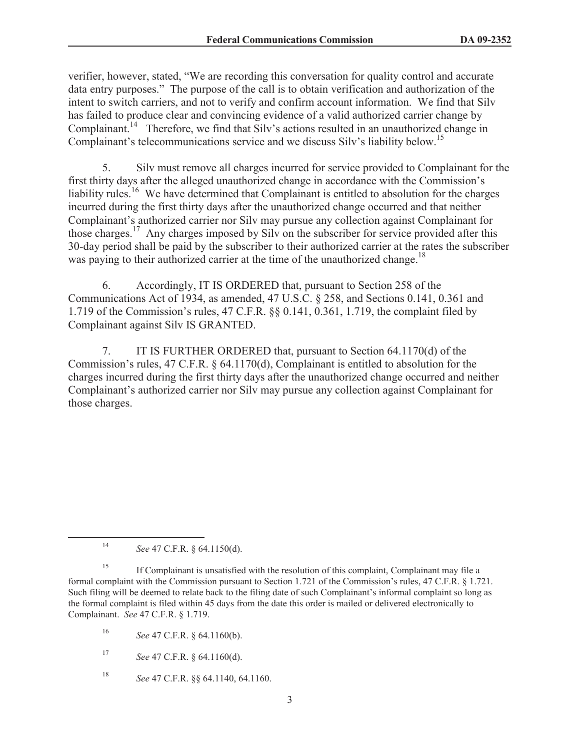verifier, however, stated, "We are recording this conversation for quality control and accurate data entry purposes." The purpose of the call is to obtain verification and authorization of the intent to switch carriers, and not to verify and confirm account information. We find that Silv has failed to produce clear and convincing evidence of a valid authorized carrier change by Complainant.[14] Therefore, we find that Silv's actions resulted in an unauthorized change in Complainant's telecommunications service and we discuss Silv's liability below.[15]

5. Silv must remove all charges incurred for service provided to Complainant for the first thirty days after the alleged unauthorized change in accordance with the Commission's liability rules.[16] We have determined that Complainant is entitled to absolution for the charges incurred during the first thirty days after the unauthorized change occurred and that neither Complainant's authorized carrier nor Silv may pursue any collection against Complainant for those charges.[17] Any charges imposed by Silv on the subscriber for service provided after this 30-day period shall be paid by the subscriber to their authorized carrier at the rates the subscriber was paying to their authorized carrier at the time of the unauthorized change.[18]

6. Accordingly, IT IS ORDERED that, pursuant to Section 258 of the Communications Act of 1934, as amended, 47 U.S.C. § 258, and Sections 0.141, 0.361 and 1.719 of the Commission's rules, 47 C.F.R. §§ 0.141, 0.361, 1.719, the complaint filed by Complainant against Silv IS GRANTED.

7. IT IS FURTHER ORDERED that, pursuant to Section 64.1170(d) of the Commission's rules, 47 C.F.R. § 64.1170(d), Complainant is entitled to absolution for the charges incurred during the first thirty days after the unauthorized change occurred and neither Complainant's authorized carrier nor Silv may pursue any collection against Complainant for those charges.

---

[14] *See* 47 C.F.R. § 64.1150(d).

[15] If Complainant is unsatisfied with the resolution of this complaint, Complainant may file a formal complaint with the Commission pursuant to Section 1.721 of the Commission's rules, 47 C.F.R. § 1.721. Such filing will be deemed to relate back to the filing date of such Complainant's informal complaint so long as the formal complaint is filed within 45 days from the date this order is mailed or delivered electronically to Complainant. *See* 47 C.F.R. § 1.719.

[16] *See* 47 C.F.R. § 64.1160(b).

[17] *See* 47 C.F.R. § 64.1160(d).

[18] *See* 47 C.F.R. §§ 64.1140, 64.1160.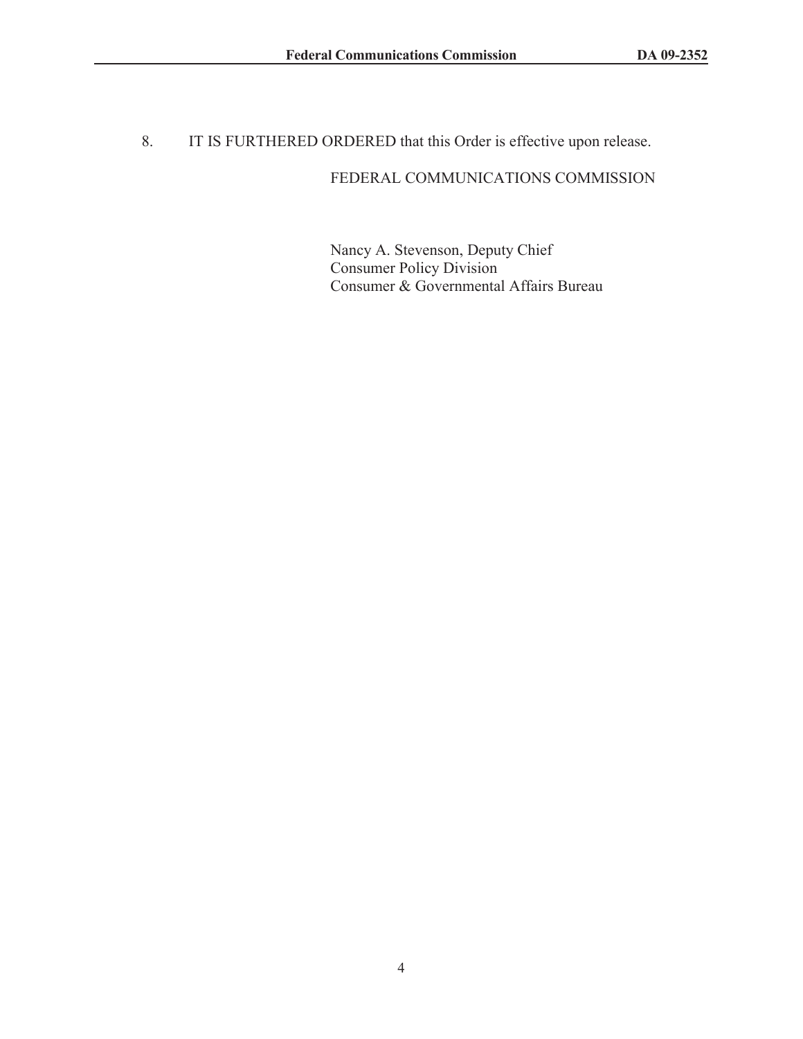8. IT IS FURTHERED ORDERED that this Order is effective upon release.

FEDERAL COMMUNICATIONS COMMISSION

Nancy A. Stevenson, Deputy Chief
Consumer Policy Division
Consumer & Governmental Affairs Bureau